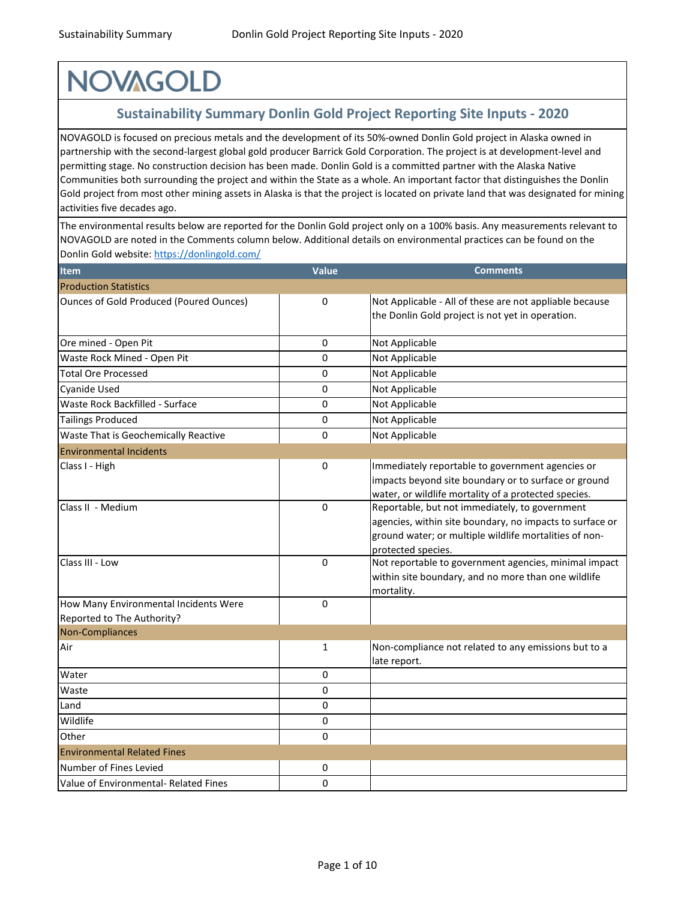# NOVAGOLD

## Sustainability Summary Donlin Gold Project Reporting Site Inputs - 2020

NOVAGOLD is focused on precious metals and the development of its 50%-owned Donlin Gold project in Alaska owned in partnership with the second-largest global gold producer Barrick Gold Corporation. The project is at development-level and permitting stage. No construction decision has been made. Donlin Gold is a committed partner with the Alaska Native Communities both surrounding the project and within the State as a whole. An important factor that distinguishes the Donlin Gold project from most other mining assets in Alaska is that the project is located on private land that was designated for mining activities five decades ago.

The environmental results below are reported for the Donlin Gold project only on a 100% basis. Any measurements relevant to NOVAGOLD are noted in the Comments column below. Additional details on environmental practices can be found on the Donlin Gold website: [https://donlingold.com/](https://donlingold.com/)

| Item | Value | Comments |
|---|---|---|
| **Production Statistics** | | |
| Ounces of Gold Produced (Poured Ounces) | 0 | Not Applicable - All of these are not appliable because the Donlin Gold project is not yet in operation. |
| Ore mined - Open Pit | 0 | Not Applicable |
| Waste Rock Mined - Open Pit | 0 | Not Applicable |
| Total Ore Processed | 0 | Not Applicable |
| Cyanide Used | 0 | Not Applicable |
| Waste Rock Backfilled - Surface | 0 | Not Applicable |
| Tailings Produced | 0 | Not Applicable |
| Waste That is Geochemically Reactive | 0 | Not Applicable |
| **Environmental Incidents** | | |
| Class I - High | 0 | Immediately reportable to government agencies or impacts beyond site boundary or to surface or ground water, or wildlife mortality of a protected species. |
| Class II - Medium | 0 | Reportable, but not immediately, to government agencies, within site boundary, no impacts to surface or ground water; or multiple wildlife mortalities of non-protected species. |
| Class III - Low | 0 | Not reportable to government agencies, minimal impact within site boundary, and no more than one wildlife mortality. |
| How Many Environmental Incidents Were Reported to The Authority? | 0 | |
| **Non-Compliances** | | |
| Air | 1 | Non-compliance not related to any emissions but to a late report. |
| Water | 0 | |
| Waste | 0 | |
| Land | 0 | |
| Wildlife | 0 | |
| Other | 0 | |
| **Environmental Related Fines** | | |
| Number of Fines Levied | 0 | |
| Value of Environmental- Related Fines | 0 | |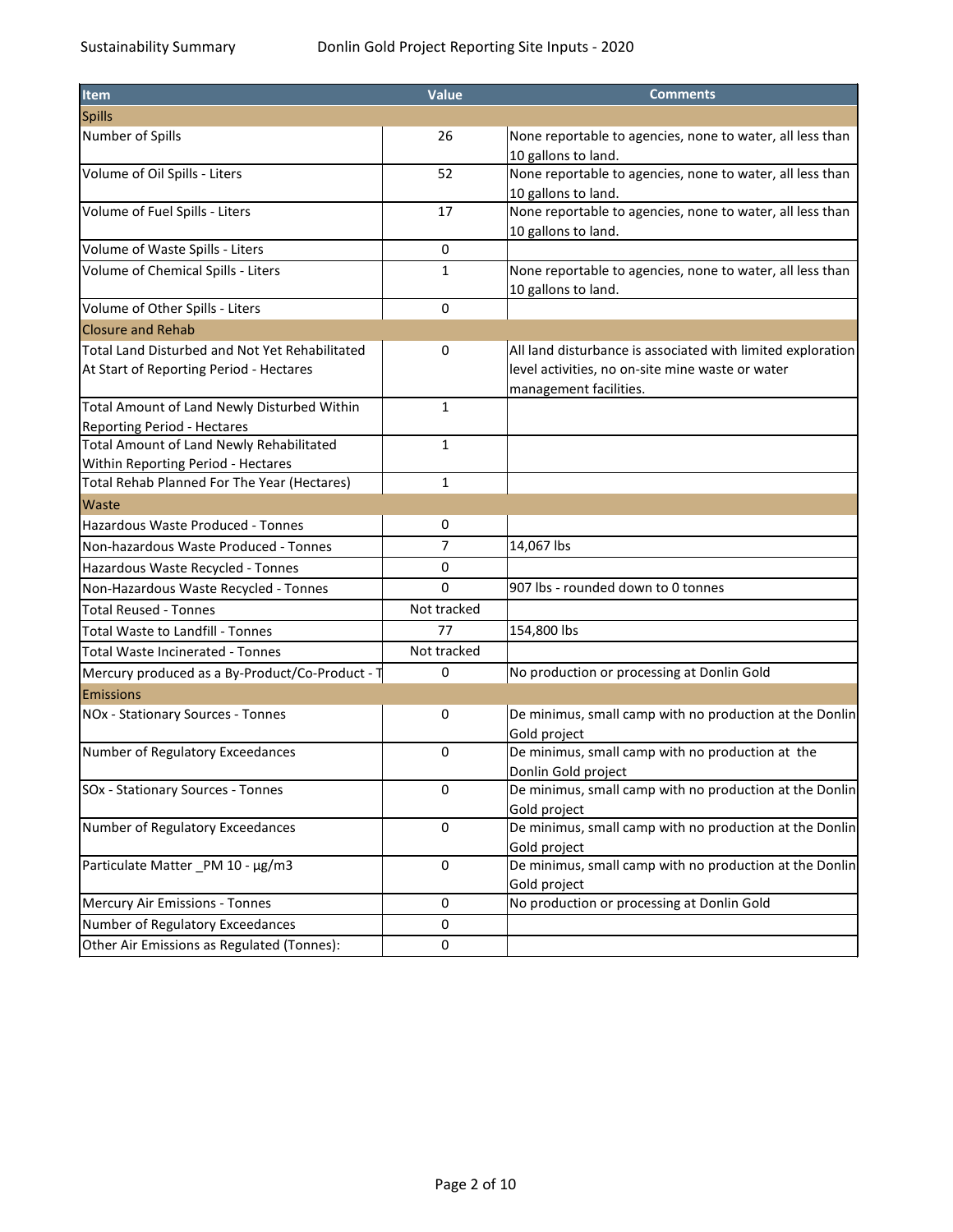| Item | Value | Comments |
|---|---|---|
| Spills | | |
| Number of Spills | 26 | None reportable to agencies, none to water, all less than 10 gallons to land. |
| Volume of Oil Spills - Liters | 52 | None reportable to agencies, none to water, all less than 10 gallons to land. |
| Volume of Fuel Spills - Liters | 17 | None reportable to agencies, none to water, all less than 10 gallons to land. |
| Volume of Waste Spills - Liters | 0 | |
| Volume of Chemical Spills - Liters | 1 | None reportable to agencies, none to water, all less than 10 gallons to land. |
| Volume of Other Spills - Liters | 0 | |
| Closure and Rehab | | |
| Total Land Disturbed and Not Yet Rehabilitated At Start of Reporting Period - Hectares | 0 | All land disturbance is associated with limited exploration level activities, no on-site mine waste or water management facilities. |
| Total Amount of Land Newly Disturbed Within Reporting Period - Hectares | 1 | |
| Total Amount of Land Newly Rehabilitated Within Reporting Period - Hectares | 1 | |
| Total Rehab Planned For The Year (Hectares) | 1 | |
| Waste | | |
| Hazardous Waste Produced - Tonnes | 0 | |
| Non-hazardous Waste Produced - Tonnes | 7 | 14,067 lbs |
| Hazardous Waste Recycled - Tonnes | 0 | |
| Non-Hazardous Waste Recycled - Tonnes | 0 | 907 lbs - rounded down to 0 tonnes |
| Total Reused - Tonnes | Not tracked | |
| Total Waste to Landfill - Tonnes | 77 | 154,800 lbs |
| Total Waste Incinerated - Tonnes | Not tracked | |
| Mercury produced as a By-Product/Co-Product - T | 0 | No production or processing at Donlin Gold |
| Emissions | | |
| NOx - Stationary Sources - Tonnes | 0 | De minimus, small camp with no production at the Donlin Gold project |
| Number of Regulatory Exceedances | 0 | De minimus, small camp with no production at the Donlin Gold project |
| SOx - Stationary Sources - Tonnes | 0 | De minimus, small camp with no production at the Donlin Gold project |
| Number of Regulatory Exceedances | 0 | De minimus, small camp with no production at the Donlin Gold project |
| Particulate Matter _PM 10 - µg/m3 | 0 | De minimus, small camp with no production at the Donlin Gold project |
| Mercury Air Emissions - Tonnes | 0 | No production or processing at Donlin Gold |
| Number of Regulatory Exceedances | 0 | |
| Other Air Emissions as Regulated (Tonnes): | 0 | |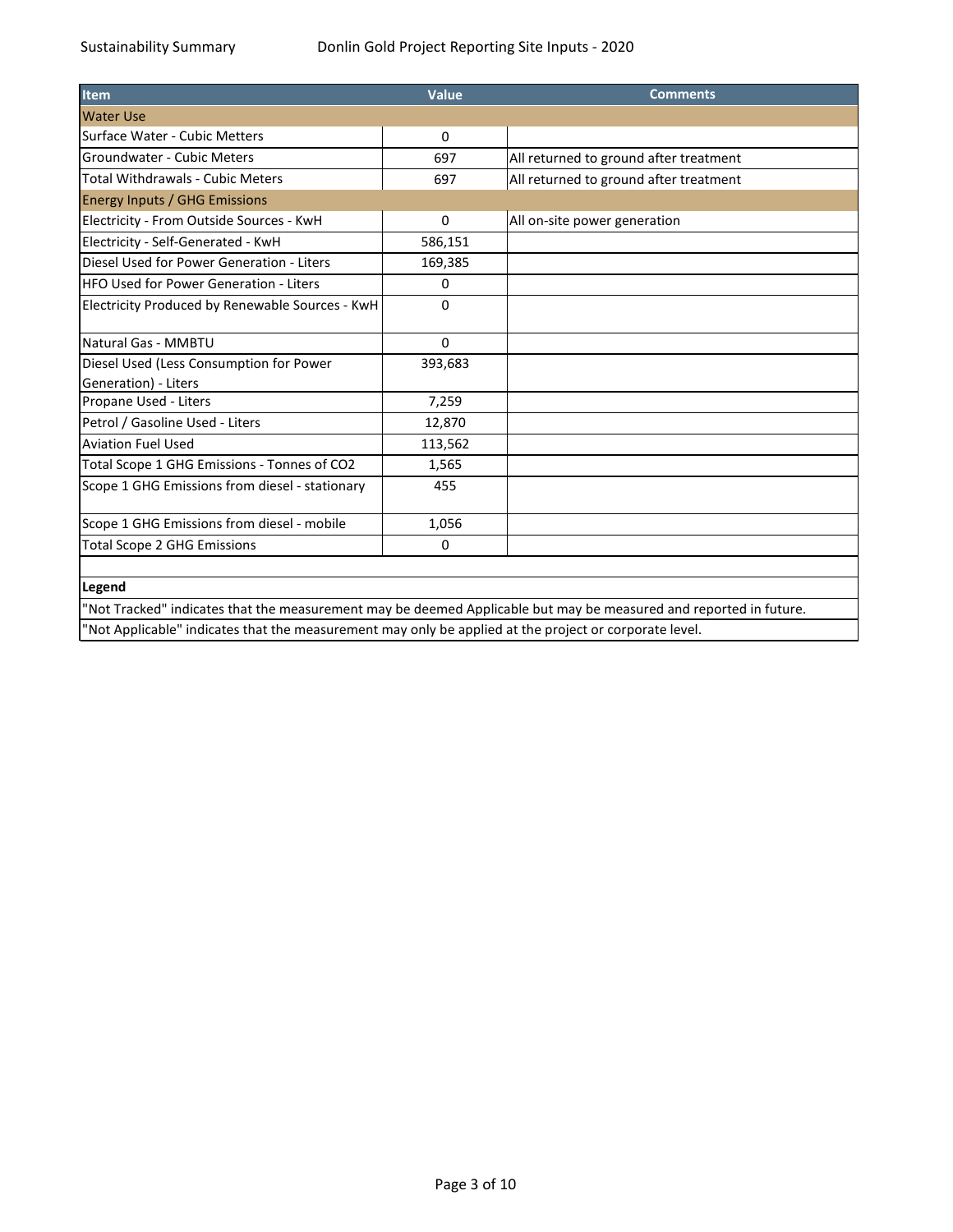| Item | Value | Comments |
|---|---|---|
| **Water Use** | | |
| Surface Water - Cubic Metters | 0 | |
| Groundwater - Cubic Meters | 697 | All returned to ground after treatment |
| Total Withdrawals - Cubic Meters | 697 | All returned to ground after treatment |
| **Energy Inputs / GHG Emissions** | | |
| Electricity - From Outside Sources - KwH | 0 | All on-site power generation |
| Electricity - Self-Generated - KwH | 586,151 | |
| Diesel Used for Power Generation - Liters | 169,385 | |
| HFO Used for Power Generation - Liters | 0 | |
| Electricity Produced by Renewable Sources - KwH | 0 | |
| Natural Gas - MMBTU | 0 | |
| Diesel Used (Less Consumption for Power Generation) - Liters | 393,683 | |
| Propane Used - Liters | 7,259 | |
| Petrol / Gasoline Used - Liters | 12,870 | |
| Aviation Fuel Used | 113,562 | |
| Total Scope 1 GHG Emissions - Tonnes of CO2 | 1,565 | |
| Scope 1 GHG Emissions from diesel - stationary | 455 | |
| Scope 1 GHG Emissions from diesel - mobile | 1,056 | |
| Total Scope 2 GHG Emissions | 0 | |

**Legend**

"Not Tracked" indicates that the measurement may be deemed Applicable but may be measured and reported in future.

"Not Applicable" indicates that the measurement may only be applied at the project or corporate level.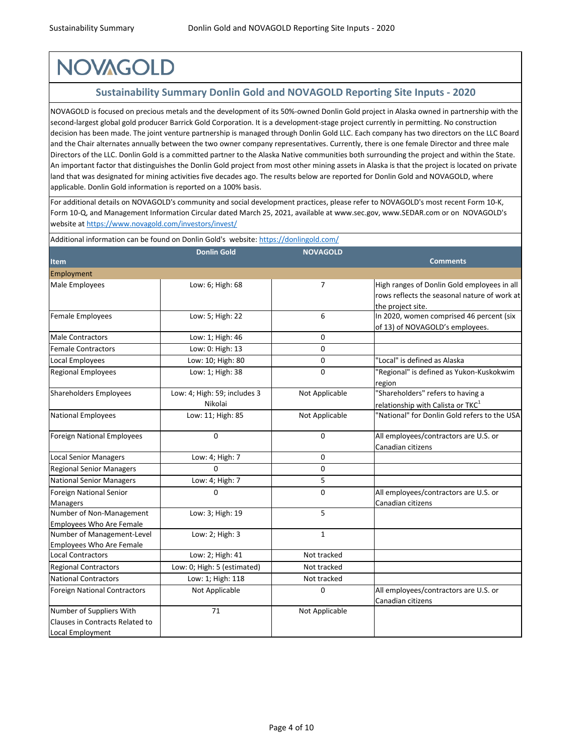# NOVAGOLD

## Sustainability Summary Donlin Gold and NOVAGOLD Reporting Site Inputs - 2020

NOVAGOLD is focused on precious metals and the development of its 50%-owned Donlin Gold project in Alaska owned in partnership with the second-largest global gold producer Barrick Gold Corporation. It is a development-stage project currently in permitting. No construction decision has been made. The joint venture partnership is managed through Donlin Gold LLC. Each company has two directors on the LLC Board and the Chair alternates annually between the two owner company representatives. Currently, there is one female Director and three male Directors of the LLC. Donlin Gold is a committed partner to the Alaska Native communities both surrounding the project and within the State. An important factor that distinguishes the Donlin Gold project from most other mining assets in Alaska is that the project is located on private land that was designated for mining activities five decades ago. The results below are reported for Donlin Gold and NOVAGOLD, where applicable. Donlin Gold information is reported on a 100% basis.

For additional details on NOVAGOLD's community and social development practices, please refer to NOVAGOLD's most recent Form 10-K, Form 10-Q, and Management Information Circular dated March 25, 2021, available at www.sec.gov, www.SEDAR.com or on NOVAGOLD's website at https://www.novagold.com/investors/invest/

Additional information can be found on Donlin Gold's website: https://donlingold.com/

| Item | Donlin Gold | NOVAGOLD | Comments |
|---|---|---|---|
| **Employment** | | | |
| Male Employees | Low: 6; High: 68 | 7 | High ranges of Donlin Gold employees in all rows reflects the seasonal nature of work at the project site. |
| Female Employees | Low: 5; High: 22 | 6 | In 2020, women comprised 46 percent (six of 13) of NOVAGOLD's employees. |
| Male Contractors | Low: 1; High: 46 | 0 | |
| Female Contractors | Low: 0: High: 13 | 0 | |
| Local Employees | Low: 10; High: 80 | 0 | "Local" is defined as Alaska |
| Regional Employees | Low: 1; High: 38 | 0 | "Regional" is defined as Yukon-Kuskokwim region |
| Shareholders Employees | Low: 4; High: 59; includes 3 Nikolai | Not Applicable | "Shareholders" refers to having a relationship with Calista or TKC[1] |
| National Employees | Low: 11; High: 85 | Not Applicable | "National" for Donlin Gold refers to the USA |
| Foreign National Employees | 0 | 0 | All employees/contractors are U.S. or Canadian citizens |
| Local Senior Managers | Low: 4; High: 7 | 0 | |
| Regional Senior Managers | 0 | 0 | |
| National Senior Managers | Low: 4; High: 7 | 5 | |
| Foreign National Senior Managers | 0 | 0 | All employees/contractors are U.S. or Canadian citizens |
| Number of Non-Management Employees Who Are Female | Low: 3; High: 19 | 5 | |
| Number of Management-Level Employees Who Are Female | Low: 2; High: 3 | 1 | |
| Local Contractors | Low: 2; High: 41 | Not tracked | |
| Regional Contractors | Low: 0; High: 5 (estimated) | Not tracked | |
| National Contractors | Low: 1; High: 118 | Not tracked | |
| Foreign National Contractors | Not Applicable | 0 | All employees/contractors are U.S. or Canadian citizens |
| Number of Suppliers With Clauses in Contracts Related to Local Employment | 71 | Not Applicable | |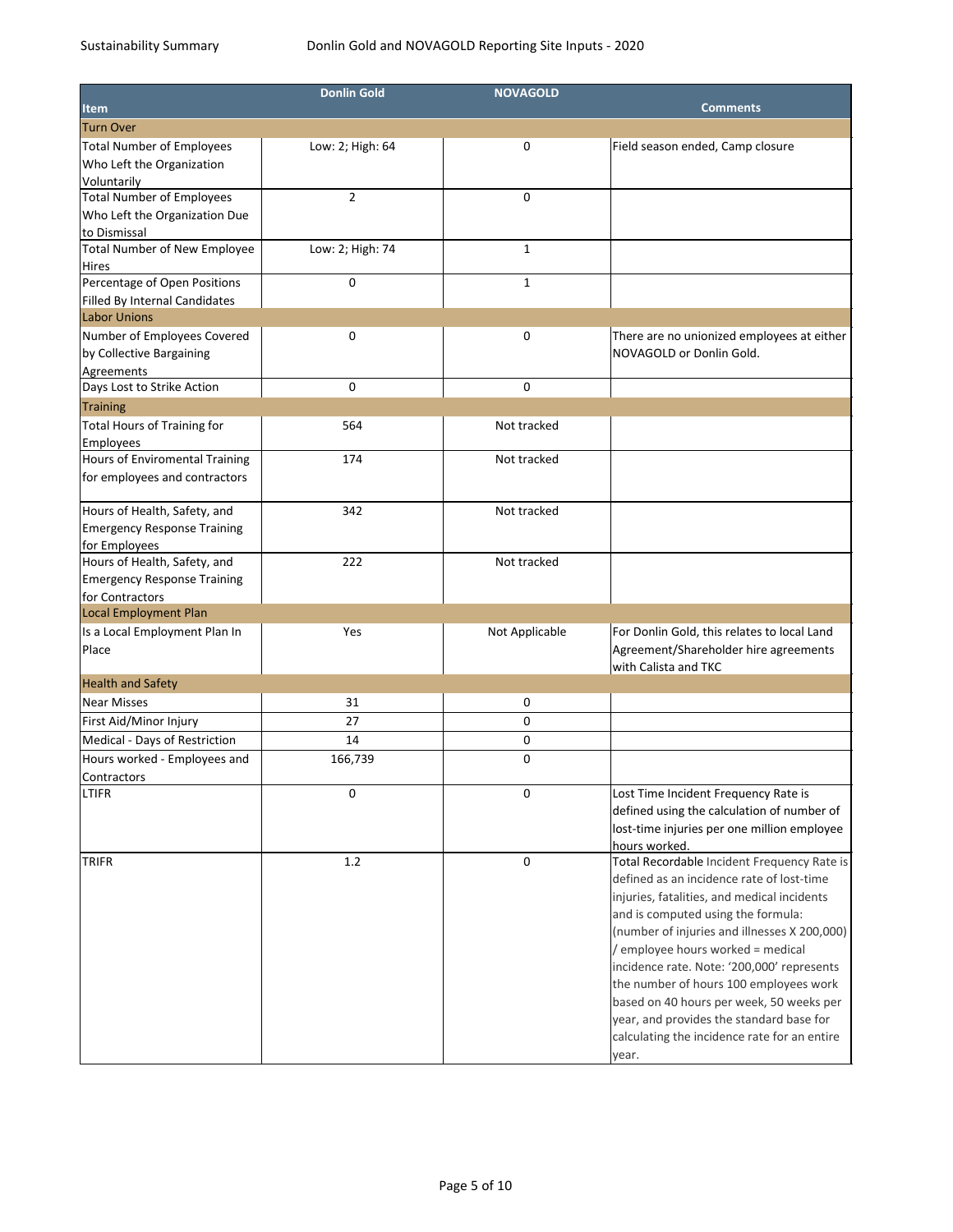| Item | Donlin Gold | NOVAGOLD | Comments |
|---|---|---|---|
| **Turn Over** | | | |
| Total Number of Employees Who Left the Organization Voluntarily | Low: 2; High: 64 | 0 | Field season ended, Camp closure |
| Total Number of Employees Who Left the Organization Due to Dismissal | 2 | 0 | |
| Total Number of New Employee Hires | Low: 2; High: 74 | 1 | |
| Percentage of Open Positions Filled By Internal Candidates | 0 | 1 | |
| **Labor Unions** | | | |
| Number of Employees Covered by Collective Bargaining Agreements | 0 | 0 | There are no unionized employees at either NOVAGOLD or Donlin Gold. |
| Days Lost to Strike Action | 0 | 0 | |
| **Training** | | | |
| Total Hours of Training for Employees | 564 | Not tracked | |
| Hours of Enviromental Training for employees and contractors | 174 | Not tracked | |
| Hours of Health, Safety, and Emergency Response Training for Employees | 342 | Not tracked | |
| Hours of Health, Safety, and Emergency Response Training for Contractors | 222 | Not tracked | |
| **Local Employment Plan** | | | |
| Is a Local Employment Plan In Place | Yes | Not Applicable | For Donlin Gold, this relates to local Land Agreement/Shareholder hire agreements with Calista and TKC |
| **Health and Safety** | | | |
| Near Misses | 31 | 0 | |
| First Aid/Minor Injury | 27 | 0 | |
| Medical - Days of Restriction | 14 | 0 | |
| Hours worked - Employees and Contractors | 166,739 | 0 | |
| LTIFR | 0 | 0 | Lost Time Incident Frequency Rate is defined using the calculation of number of lost-time injuries per one million employee hours worked. |
| TRIFR | 1.2 | 0 | Total Recordable Incident Frequency Rate is defined as an incidence rate of lost-time injuries, fatalities, and medical incidents and is computed using the formula: (number of injuries and illnesses X 200,000) / employee hours worked = medical incidence rate. Note: '200,000' represents the number of hours 100 employees work based on 40 hours per week, 50 weeks per year, and provides the standard base for calculating the incidence rate for an entire year. |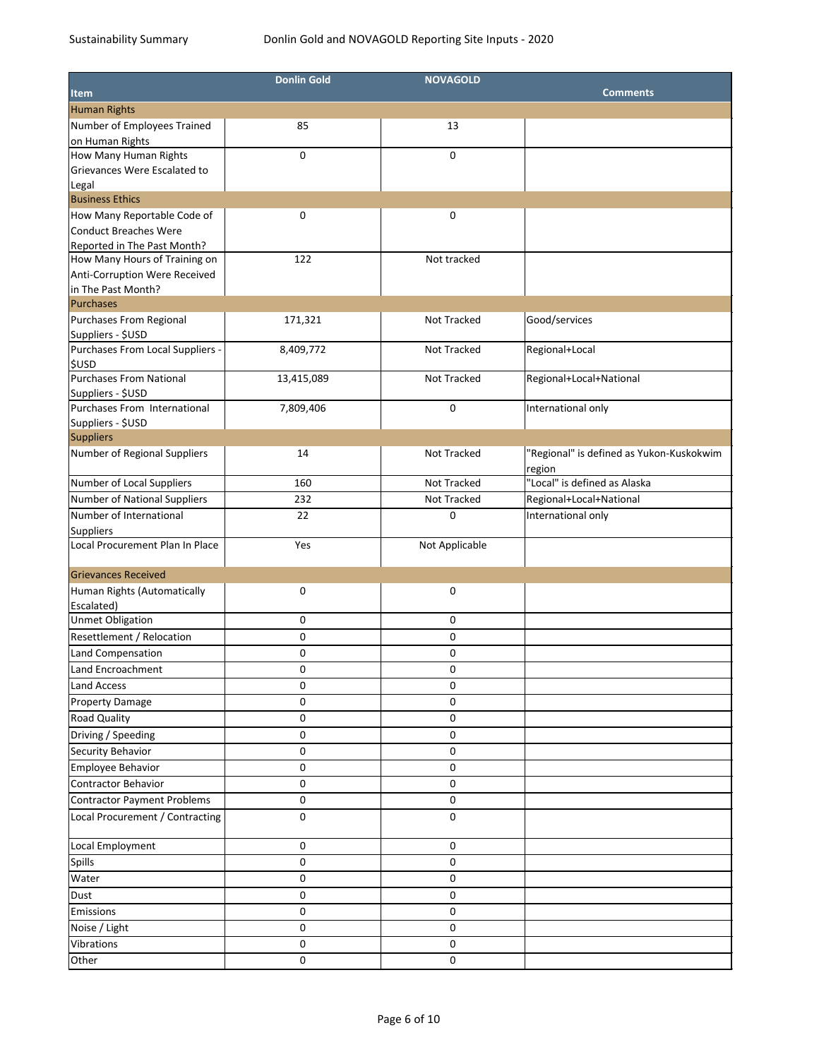| Item | Donlin Gold | NOVAGOLD | Comments |
|---|---|---|---|
| **Human Rights** | | | |
| Number of Employees Trained on Human Rights | 85 | 13 | |
| How Many Human Rights Grievances Were Escalated to Legal | 0 | 0 | |
| **Business Ethics** | | | |
| How Many Reportable Code of Conduct Breaches Were Reported in The Past Month? | 0 | 0 | |
| How Many Hours of Training on Anti-Corruption Were Received in The Past Month? | 122 | Not tracked | |
| **Purchases** | | | |
| Purchases From Regional Suppliers - $USD | 171,321 | Not Tracked | Good/services |
| Purchases From Local Suppliers - $USD | 8,409,772 | Not Tracked | Regional+Local |
| Purchases From National Suppliers - $USD | 13,415,089 | Not Tracked | Regional+Local+National |
| Purchases From International Suppliers - $USD | 7,809,406 | 0 | International only |
| **Suppliers** | | | |
| Number of Regional Suppliers | 14 | Not Tracked | "Regional" is defined as Yukon-Kuskokwim region |
| Number of Local Suppliers | 160 | Not Tracked | "Local" is defined as Alaska |
| Number of National Suppliers | 232 | Not Tracked | Regional+Local+National |
| Number of International Suppliers | 22 | 0 | International only |
| Local Procurement Plan In Place | Yes | Not Applicable | |
| **Grievances Received** | | | |
| Human Rights (Automatically Escalated) | 0 | 0 | |
| Unmet Obligation | 0 | 0 | |
| Resettlement / Relocation | 0 | 0 | |
| Land Compensation | 0 | 0 | |
| Land Encroachment | 0 | 0 | |
| Land Access | 0 | 0 | |
| Property Damage | 0 | 0 | |
| Road Quality | 0 | 0 | |
| Driving / Speeding | 0 | 0 | |
| Security Behavior | 0 | 0 | |
| Employee Behavior | 0 | 0 | |
| Contractor Behavior | 0 | 0 | |
| Contractor Payment Problems | 0 | 0 | |
| Local Procurement / Contracting | 0 | 0 | |
| Local Employment | 0 | 0 | |
| Spills | 0 | 0 | |
| Water | 0 | 0 | |
| Dust | 0 | 0 | |
| Emissions | 0 | 0 | |
| Noise / Light | 0 | 0 | |
| Vibrations | 0 | 0 | |
| Other | 0 | 0 | |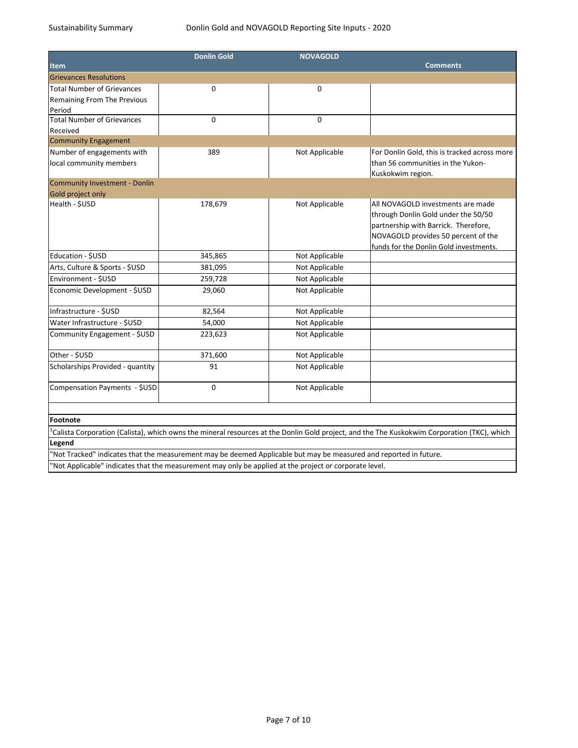| Item | Donlin Gold | NOVAGOLD | Comments |
|---|---|---|---|
| **Grievances Resolutions** | | | |
| Total Number of Grievances Remaining From The Previous Period | 0 | 0 | |
| Total Number of Grievances Received | 0 | 0 | |
| **Community Engagement** | | | |
| Number of engagements with local community members | 389 | Not Applicable | For Donlin Gold, this is tracked across more than 56 communities in the Yukon-Kuskokwim region. |
| **Community Investment - Donlin Gold project only** | | | |
| Health - $USD | 178,679 | Not Applicable | All NOVAGOLD investments are made through Donlin Gold under the 50/50 partnership with Barrick. Therefore, NOVAGOLD provides 50 percent of the funds for the Donlin Gold investments. |
| Education - $USD | 345,865 | Not Applicable | |
| Arts, Culture & Sports - $USD | 381,095 | Not Applicable | |
| Environment - $USD | 259,728 | Not Applicable | |
| Economic Development - $USD | 29,060 | Not Applicable | |
| Infrastructure - $USD | 82,564 | Not Applicable | |
| Water Infrastructure - $USD | 54,000 | Not Applicable | |
| Community Engagement - $USD | 223,623 | Not Applicable | |
| Other - $USD | 371,600 | Not Applicable | |
| Scholarships Provided - quantity | 91 | Not Applicable | |
| Compensation Payments - $USD | 0 | Not Applicable | |

**Footnote**

[1]Calista Corporation (Calista), which owns the mineral resources at the Donlin Gold project, and the The Kuskokwim Corporation (TKC), which

**Legend**

"Not Tracked" indicates that the measurement may be deemed Applicable but may be measured and reported in future.

"Not Applicable" indicates that the measurement may only be applied at the project or corporate level.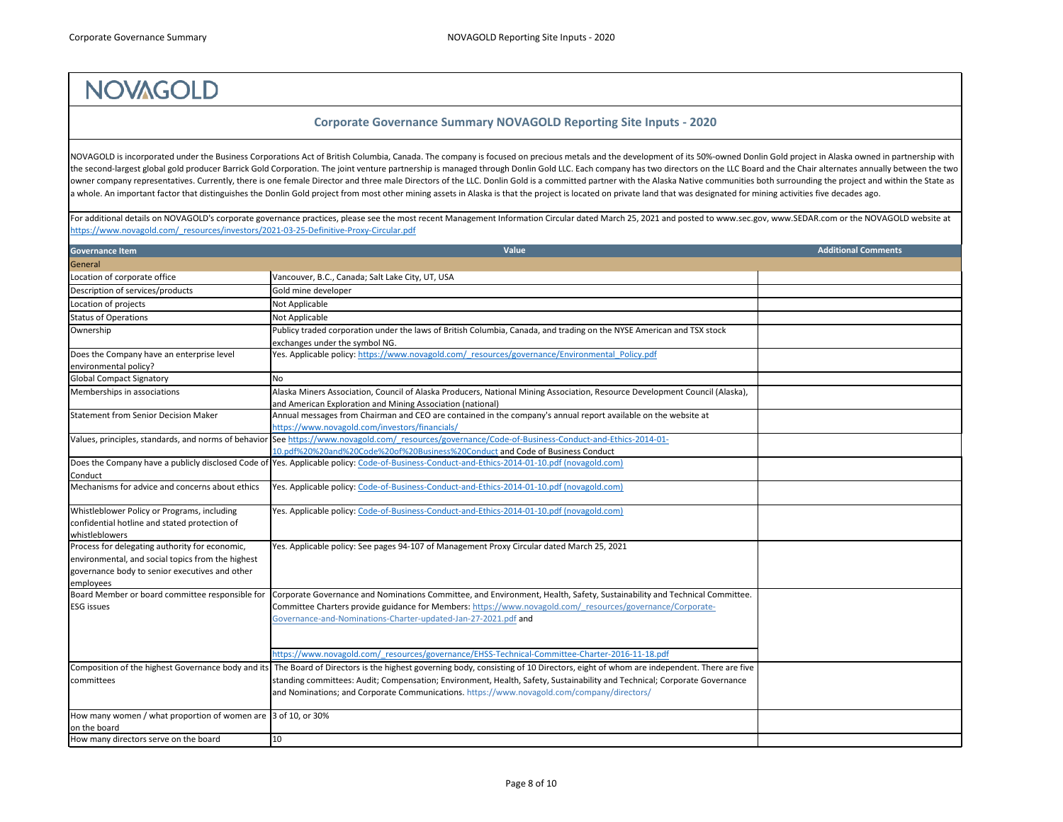# NOVAGOLD

## Corporate Governance Summary NOVAGOLD Reporting Site Inputs - 2020

NOVAGOLD is incorporated under the Business Corporations Act of British Columbia, Canada. The company is focused on precious metals and the development of its 50%-owned Donlin Gold project in Alaska owned in partnership with the second-largest global gold producer Barrick Gold Corporation. The joint venture partnership is managed through Donlin Gold LLC. Each company has two directors on the LLC Board and the Chair alternates annually between the two owner company representatives. Currently, there is one female Director and three male Directors of the LLC. Donlin Gold is a committed partner with the Alaska Native communities both surrounding the project and within the State as a whole. An important factor that distinguishes the Donlin Gold project from most other mining assets in Alaska is that the project is located on private land that was designated for mining activities five decades ago.

For additional details on NOVAGOLD's corporate governance practices, please see the most recent Management Information Circular dated March 25, 2021 and posted to www.sec.gov, www.SEDAR.com or the NOVAGOLD website at https://www.novagold.com/_resources/investors/2021-03-25-Definitive-Proxy-Circular.pdf

| Governance Item | Value | Additional Comments |
|---|---|---|
| **General** | | |
| Location of corporate office | Vancouver, B.C., Canada; Salt Lake City, UT, USA | |
| Description of services/products | Gold mine developer | |
| Location of projects | Not Applicable | |
| Status of Operations | Not Applicable | |
| Ownership | Publicy traded corporation under the laws of British Columbia, Canada, and trading on the NYSE American and TSX stock exchanges under the symbol NG. | |
| Does the Company have an enterprise level environmental policy? | Yes. Applicable policy: https://www.novagold.com/_resources/governance/Environmental_Policy.pdf | |
| Global Compact Signatory | No | |
| Memberships in associations | Alaska Miners Association, Council of Alaska Producers, National Mining Association, Resource Development Council (Alaska), and American Exploration and Mining Association (national) | |
| Statement from Senior Decision Maker | Annual messages from Chairman and CEO are contained in the company's annual report available on the website at https://www.novagold.com/investors/financials/ | |
| Values, principles, standards, and norms of behavior | See https://www.novagold.com/_resources/governance/Code-of-Business-Conduct-and-Ethics-2014-01-10.pdf%20%20and%20Code%20of%20Business%20Conduct and Code of Business Conduct | |
| Does the Company have a publicly disclosed Code of Conduct | Yes. Applicable policy: Code-of-Business-Conduct-and-Ethics-2014-01-10.pdf (novagold.com) | |
| Mechanisms for advice and concerns about ethics | Yes. Applicable policy: Code-of-Business-Conduct-and-Ethics-2014-01-10.pdf (novagold.com) | |
| Whistleblower Policy or Programs, including confidential hotline and stated protection of whistleblowers | Yes. Applicable policy: Code-of-Business-Conduct-and-Ethics-2014-01-10.pdf (novagold.com) | |
| Process for delegating authority for economic, environmental, and social topics from the highest governance body to senior executives and other employees | Yes. Applicable policy: See pages 94-107 of Management Proxy Circular dated March 25, 2021 | |
| Board Member or board committee responsible for ESG issues | Corporate Governance and Nominations Committee, and Environment, Health, Safety, Sustainability and Technical Committee. Committee Charters provide guidance for Members: https://www.novagold.com/_resources/governance/Corporate-Governance-and-Nominations-Charter-updated-Jan-27-2021.pdf and https://www.novagold.com/_resources/governance/EHSS-Technical-Committee-Charter-2016-11-18.pdf | |
| Composition of the highest Governance body and its committees | The Board of Directors is the highest governing body, consisting of 10 Directors, eight of whom are independent. There are five standing committees: Audit; Compensation; Environment, Health, Safety, Sustainability and Technical; Corporate Governance and Nominations; and Corporate Communications. https://www.novagold.com/company/directors/ | |
| How many women / what proportion of women are on the board | 3 of 10, or 30% | |
| How many directors serve on the board | 10 | |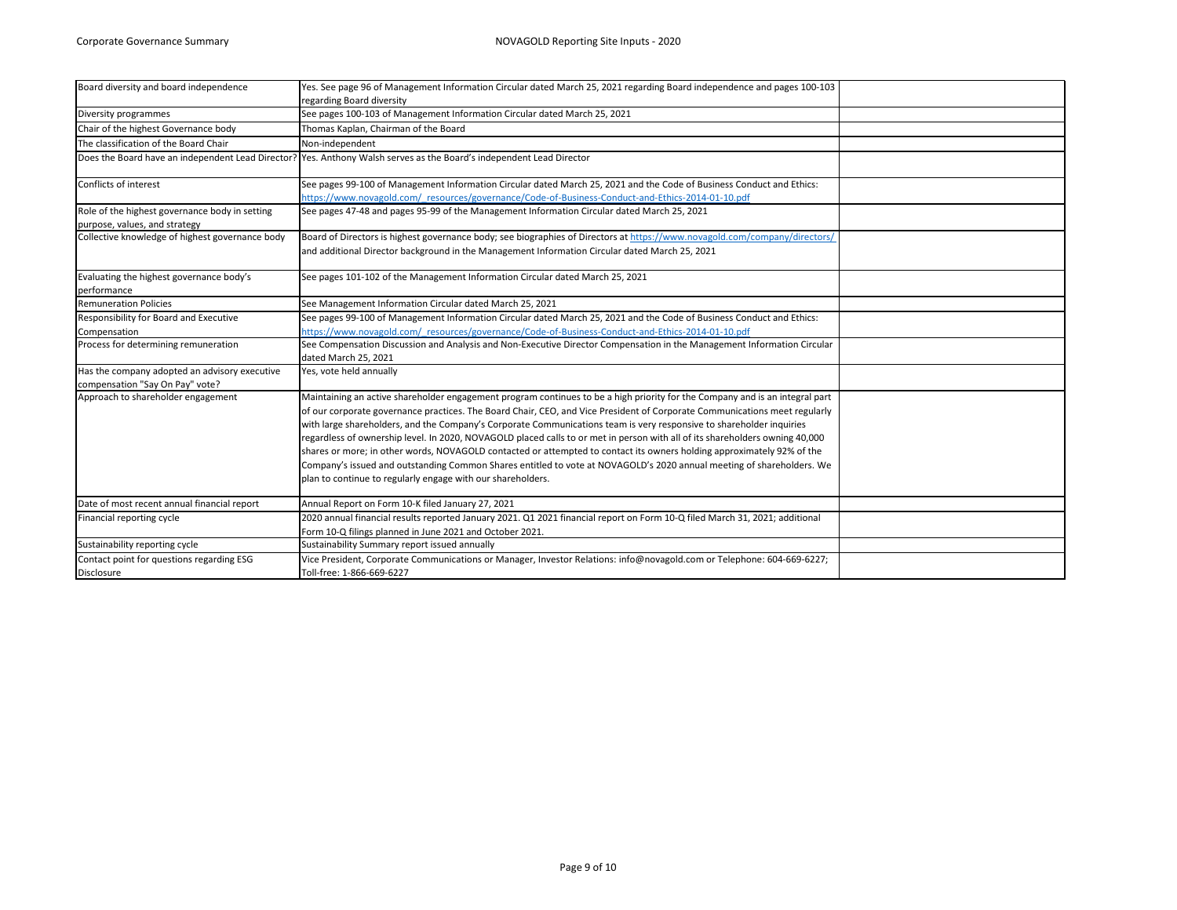| Board diversity and board independence | Yes. See page 96 of Management Information Circular dated March 25, 2021 regarding Board independence and pages 100-103 regarding Board diversity | |
|---|---|---|
| Diversity programmes | See pages 100-103 of Management Information Circular dated March 25, 2021 | |
| Chair of the highest Governance body | Thomas Kaplan, Chairman of the Board | |
| The classification of the Board Chair | Non-independent | |
| Does the Board have an independent Lead Director? | Yes. Anthony Walsh serves as the Board's independent Lead Director | |
| Conflicts of interest | See pages 99-100 of Management Information Circular dated March 25, 2021 and the Code of Business Conduct and Ethics: https://www.novagold.com/_resources/governance/Code-of-Business-Conduct-and-Ethics-2014-01-10.pdf | |
| Role of the highest governance body in setting purpose, values, and strategy | See pages 47-48 and pages 95-99 of the Management Information Circular dated March 25, 2021 | |
| Collective knowledge of highest governance body | Board of Directors is highest governance body; see biographies of Directors at https://www.novagold.com/company/directors/ and additional Director background in the Management Information Circular dated March 25, 2021 | |
| Evaluating the highest governance body's performance | See pages 101-102 of the Management Information Circular dated March 25, 2021 | |
| Remuneration Policies | See Management Information Circular dated March 25, 2021 | |
| Responsibility for Board and Executive Compensation | See pages 99-100 of Management Information Circular dated March 25, 2021 and the Code of Business Conduct and Ethics: https://www.novagold.com/_resources/governance/Code-of-Business-Conduct-and-Ethics-2014-01-10.pdf | |
| Process for determining remuneration | See Compensation Discussion and Analysis and Non-Executive Director Compensation in the Management Information Circular dated March 25, 2021 | |
| Has the company adopted an advisory executive compensation "Say On Pay" vote? | Yes, vote held annually | |
| Approach to shareholder engagement | Maintaining an active shareholder engagement program continues to be a high priority for the Company and is an integral part of our corporate governance practices. The Board Chair, CEO, and Vice President of Corporate Communications meet regularly with large shareholders, and the Company's Corporate Communications team is very responsive to shareholder inquiries regardless of ownership level. In 2020, NOVAGOLD placed calls to or met in person with all of its shareholders owning 40,000 shares or more; in other words, NOVAGOLD contacted or attempted to contact its owners holding approximately 92% of the Company's issued and outstanding Common Shares entitled to vote at NOVAGOLD's 2020 annual meeting of shareholders. We plan to continue to regularly engage with our shareholders. | |
| Date of most recent annual financial report | Annual Report on Form 10-K filed January 27, 2021 | |
| Financial reporting cycle | 2020 annual financial results reported January 2021. Q1 2021 financial report on Form 10-Q filed March 31, 2021; additional Form 10-Q filings planned in June 2021 and October 2021. | |
| Sustainability reporting cycle | Sustainability Summary report issued annually | |
| Contact point for questions regarding ESG Disclosure | Vice President, Corporate Communications or Manager, Investor Relations: info@novagold.com or Telephone: 604-669-6227; Toll-free: 1-866-669-6227 | |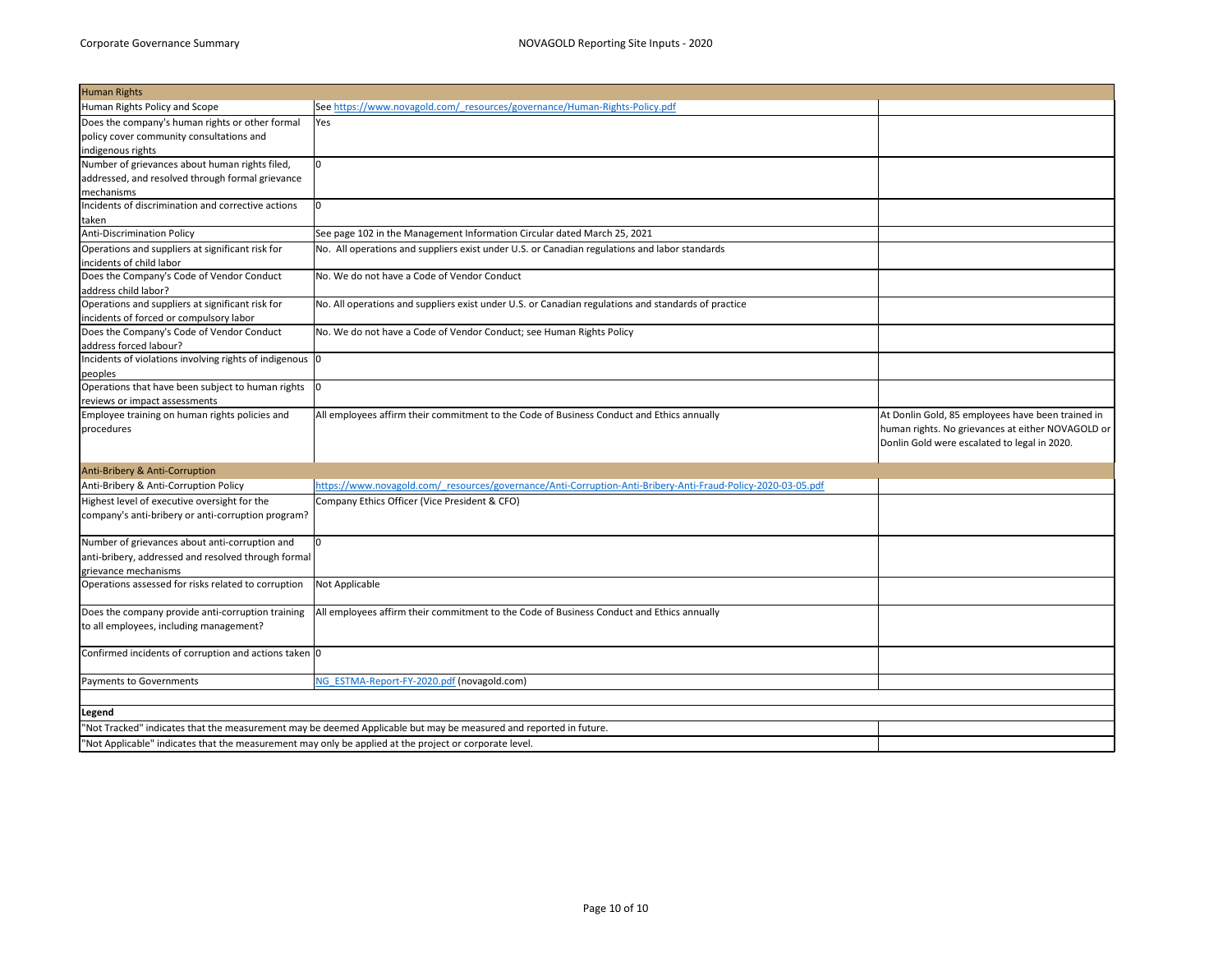| Human Rights | | |
|---|---|---|
| Human Rights Policy and Scope | See https://www.novagold.com/_resources/governance/Human-Rights-Policy.pdf | |
| Does the company's human rights or other formal policy cover community consultations and indigenous rights | Yes | |
| Number of grievances about human rights filed, addressed, and resolved through formal grievance mechanisms | 0 | |
| Incidents of discrimination and corrective actions taken | 0 | |
| Anti-Discrimination Policy | See page 102 in the Management Information Circular dated March 25, 2021 | |
| Operations and suppliers at significant risk for incidents of child labor | No. All operations and suppliers exist under U.S. or Canadian regulations and labor standards | |
| Does the Company's Code of Vendor Conduct address child labor? | No. We do not have a Code of Vendor Conduct | |
| Operations and suppliers at significant risk for incidents of forced or compulsory labor | No. All operations and suppliers exist under U.S. or Canadian regulations and standards of practice | |
| Does the Company's Code of Vendor Conduct address forced labour? | No. We do not have a Code of Vendor Conduct; see Human Rights Policy | |
| Incidents of violations involving rights of indigenous peoples | 0 | |
| Operations that have been subject to human rights reviews or impact assessments | 0 | |
| Employee training on human rights policies and procedures | All employees affirm their commitment to the Code of Business Conduct and Ethics annually | At Donlin Gold, 85 employees have been trained in human rights. No grievances at either NOVAGOLD or Donlin Gold were escalated to legal in 2020. |
| **Anti-Bribery & Anti-Corruption** | | |
| Anti-Bribery & Anti-Corruption Policy | https://www.novagold.com/_resources/governance/Anti-Corruption-Anti-Bribery-Anti-Fraud-Policy-2020-03-05.pdf | |
| Highest level of executive oversight for the company's anti-bribery or anti-corruption program? | Company Ethics Officer (Vice President & CFO) | |
| Number of grievances about anti-corruption and anti-bribery, addressed and resolved through formal grievance mechanisms | 0 | |
| Operations assessed for risks related to corruption | Not Applicable | |
| Does the company provide anti-corruption training to all employees, including management? | All employees affirm their commitment to the Code of Business Conduct and Ethics annually | |
| Confirmed incidents of corruption and actions taken | 0 | |
| Payments to Governments | NG_ESTMA-Report-FY-2020.pdf (novagold.com) | |

**Legend**

"Not Tracked" indicates that the measurement may be deemed Applicable but may be measured and reported in future.

"Not Applicable" indicates that the measurement may only be applied at the project or corporate level.